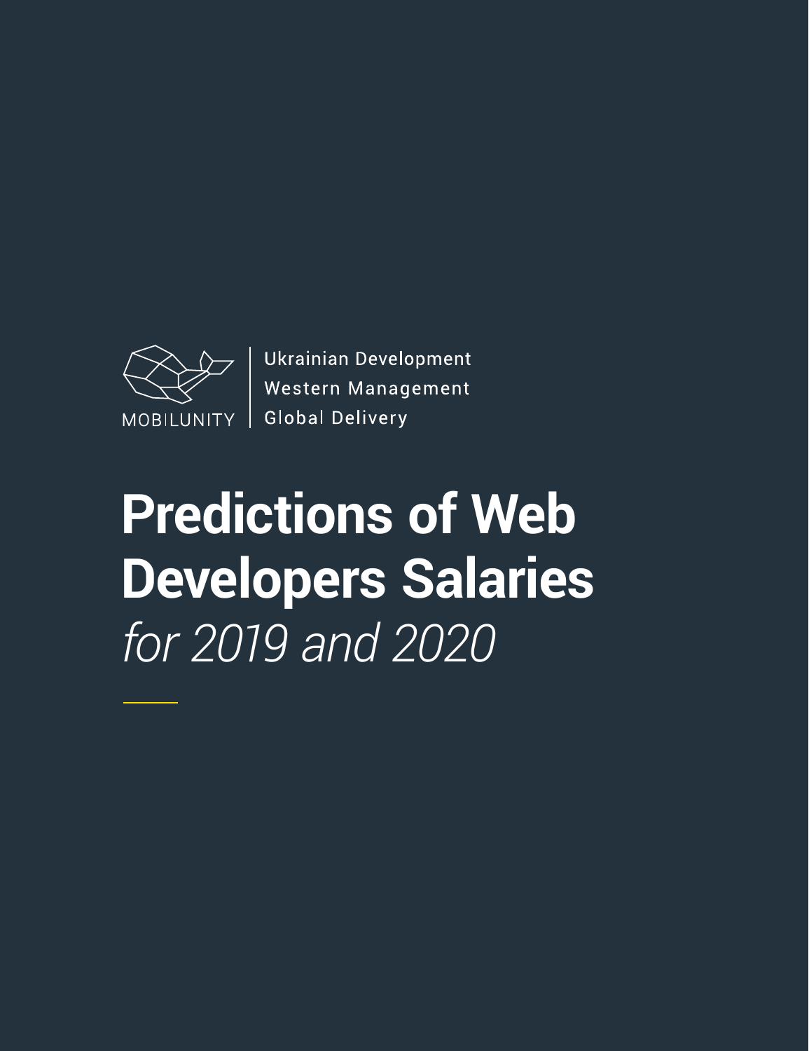MOBILUNITY

Ukrainian Development
Western Management
Global Delivery

# Predictions of Web Developers Salaries

*for 2019 and 2020*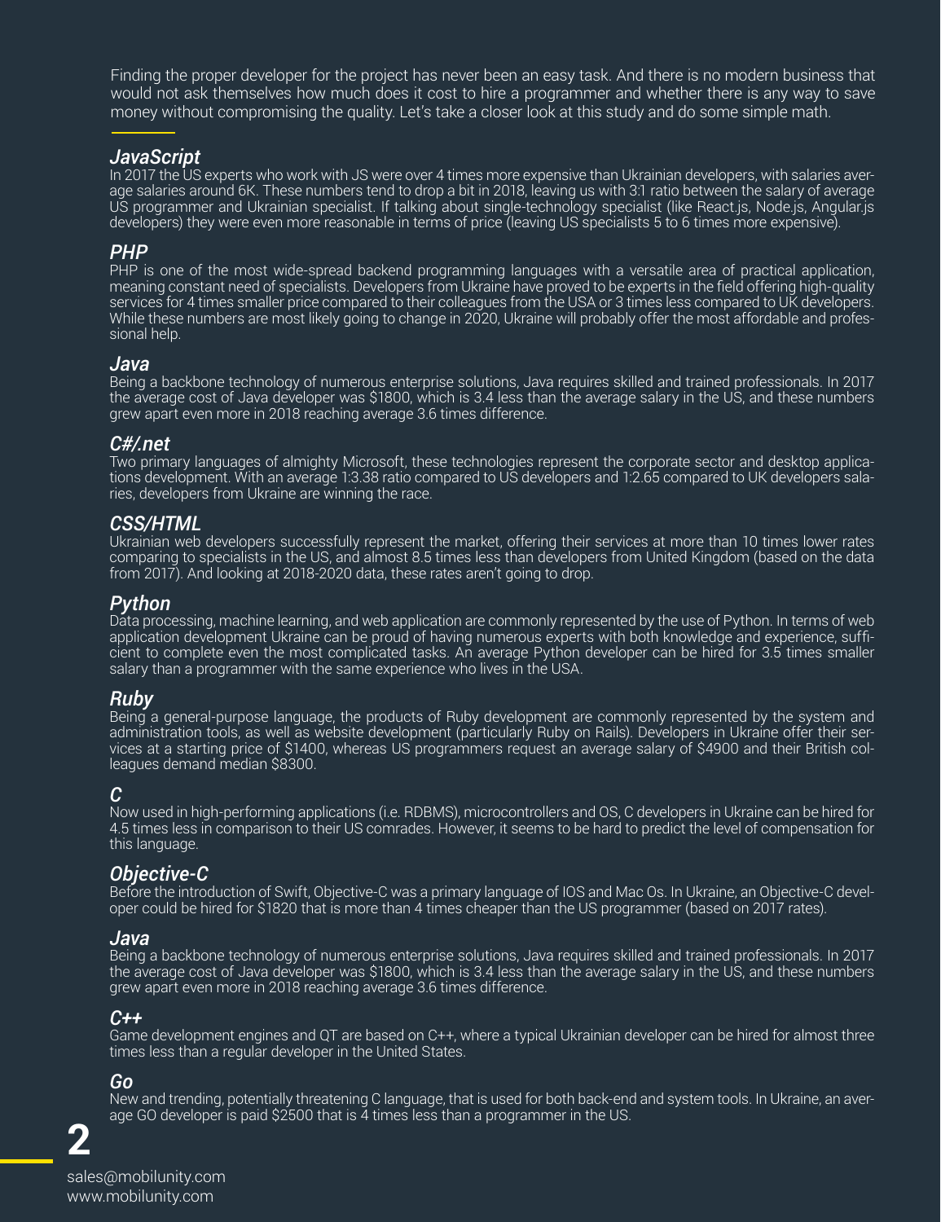Finding the proper developer for the project has never been an easy task. And there is no modern business that would not ask themselves how much does it cost to hire a programmer and whether there is any way to save money without compromising the quality. Let's take a closer look at this study and do some simple math.

### *JavaScript*

In 2017 the US experts who work with JS were over 4 times more expensive than Ukrainian developers, with salaries average salaries around 6K. These numbers tend to drop a bit in 2018, leaving us with 3:1 ratio between the salary of average US programmer and Ukrainian specialist. If talking about single-technology specialist (like React.js, Node.js, Angular.js developers) they were even more reasonable in terms of price (leaving US specialists 5 to 6 times more expensive).

### *PHP*

PHP is one of the most wide-spread backend programming languages with a versatile area of practical application, meaning constant need of specialists. Developers from Ukraine have proved to be experts in the field offering high-quality services for 4 times smaller price compared to their colleagues from the USA or 3 times less compared to UK developers. While these numbers are most likely going to change in 2020, Ukraine will probably offer the most affordable and professional help.

### *Java*

Being a backbone technology of numerous enterprise solutions, Java requires skilled and trained professionals. In 2017 the average cost of Java developer was $1800, which is 3.4 less than the average salary in the US, and these numbers grew apart even more in 2018 reaching average 3.6 times difference.

### *C#/.net*

Two primary languages of almighty Microsoft, these technologies represent the corporate sector and desktop applications development. With an average 1:3.38 ratio compared to US developers and 1:2.65 compared to UK developers salaries, developers from Ukraine are winning the race.

### *CSS/HTML*

Ukrainian web developers successfully represent the market, offering their services at more than 10 times lower rates comparing to specialists in the US, and almost 8.5 times less than developers from United Kingdom (based on the data from 2017). And looking at 2018-2020 data, these rates aren't going to drop.

### *Python*

Data processing, machine learning, and web application are commonly represented by the use of Python. In terms of web application development Ukraine can be proud of having numerous experts with both knowledge and experience, sufficient to complete even the most complicated tasks. An average Python developer can be hired for 3.5 times smaller salary than a programmer with the same experience who lives in the USA.

### *Ruby*

Being a general-purpose language, the products of Ruby development are commonly represented by the system and administration tools, as well as website development (particularly Ruby on Rails). Developers in Ukraine offer their services at a starting price of $1400, whereas US programmers request an average salary of $4900 and their British colleagues demand median $8300.

### *C*

Now used in high-performing applications (i.e. RDBMS), microcontrollers and OS, C developers in Ukraine can be hired for 4.5 times less in comparison to their US comrades. However, it seems to be hard to predict the level of compensation for this language.

### *Objective-C*

Before the introduction of Swift, Objective-C was a primary language of IOS and Mac Os. In Ukraine, an Objective-C developer could be hired for $1820 that is more than 4 times cheaper than the US programmer (based on 2017 rates).

### *Java*

Being a backbone technology of numerous enterprise solutions, Java requires skilled and trained professionals. In 2017 the average cost of Java developer was $1800, which is 3.4 less than the average salary in the US, and these numbers grew apart even more in 2018 reaching average 3.6 times difference.

### *C++*

Game development engines and QT are based on C++, where a typical Ukrainian developer can be hired for almost three times less than a regular developer in the United States.

### *Go*

New and trending, potentially threatening C language, that is used for both back-end and system tools. In Ukraine, an average GO developer is paid $2500 that is 4 times less than a programmer in the US.

sales@mobilunity.com
www.mobilunity.com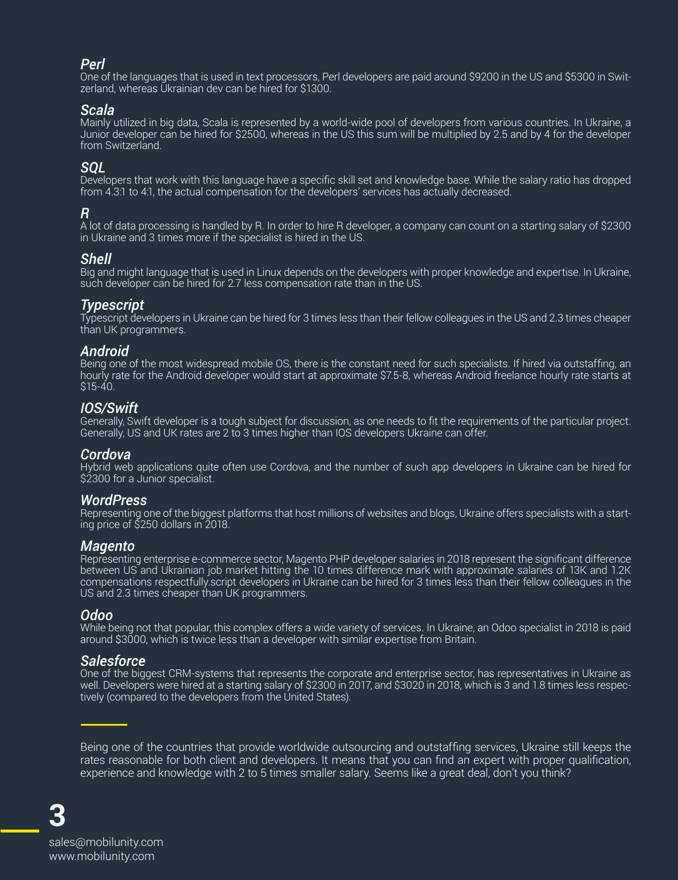### *Perl*

One of the languages that is used in text processors, Perl developers are paid around $9200 in the US and $5300 in Switzerland, whereas Ukrainian dev can be hired for $1300.

### *Scala*

Mainly utilized in big data, Scala is represented by a world-wide pool of developers from various countries. In Ukraine, a Junior developer can be hired for $2500, whereas in the US this sum will be multiplied by 2.5 and by 4 for the developer from Switzerland.

### *SQL*

Developers that work with this language have a specific skill set and knowledge base. While the salary ratio has dropped from 4.3:1 to 4:1, the actual compensation for the developers' services has actually decreased.

### *R*

A lot of data processing is handled by R. In order to hire R developer, a company can count on a starting salary of $2300 in Ukraine and 3 times more if the specialist is hired in the US.

### *Shell*

Big and might language that is used in Linux depends on the developers with proper knowledge and expertise. In Ukraine, such developer can be hired for 2.7 less compensation rate than in the US.

### *Typescript*

Typescript developers in Ukraine can be hired for 3 times less than their fellow colleagues in the US and 2.3 times cheaper than UK programmers.

### *Android*

Being one of the most widespread mobile OS, there is the constant need for such specialists. If hired via outstaffing, an hourly rate for the Android developer would start at approximate $7.5-8, whereas Android freelance hourly rate starts at $15-40.

### *IOS/Swift*

Generally, Swift developer is a tough subject for discussion, as one needs to fit the requirements of the particular project. Generally, US and UK rates are 2 to 3 times higher than IOS developers Ukraine can offer.

### *Cordova*

Hybrid web applications quite often use Cordova, and the number of such app developers in Ukraine can be hired for $2300 for a Junior specialist.

### *WordPress*

Representing one of the biggest platforms that host millions of websites and blogs, Ukraine offers specialists with a starting price of $250 dollars in 2018.

### *Magento*

Representing enterprise e-commerce sector, Magento PHP developer salaries in 2018 represent the significant difference between US and Ukrainian job market hitting the 10 times difference mark with approximate salaries of 13K and 1.2K compensations respectfully.script developers in Ukraine can be hired for 3 times less than their fellow colleagues in the US and 2.3 times cheaper than UK programmers.

### *Odoo*

While being not that popular, this complex offers a wide variety of services. In Ukraine, an Odoo specialist in 2018 is paid around $3000, which is twice less than a developer with similar expertise from Britain.

### *Salesforce*

One of the biggest CRM-systems that represents the corporate and enterprise sector, has representatives in Ukraine as well. Developers were hired at a starting salary of $2300 in 2017, and $3020 in 2018, which is 3 and 1.8 times less respectively (compared to the developers from the United States).

---

Being one of the countries that provide worldwide outsourcing and outstaffing services, Ukraine still keeps the rates reasonable for both client and developers. It means that you can find an expert with proper qualification, experience and knowledge with 2 to 5 times smaller salary. Seems like a great deal, don't you think?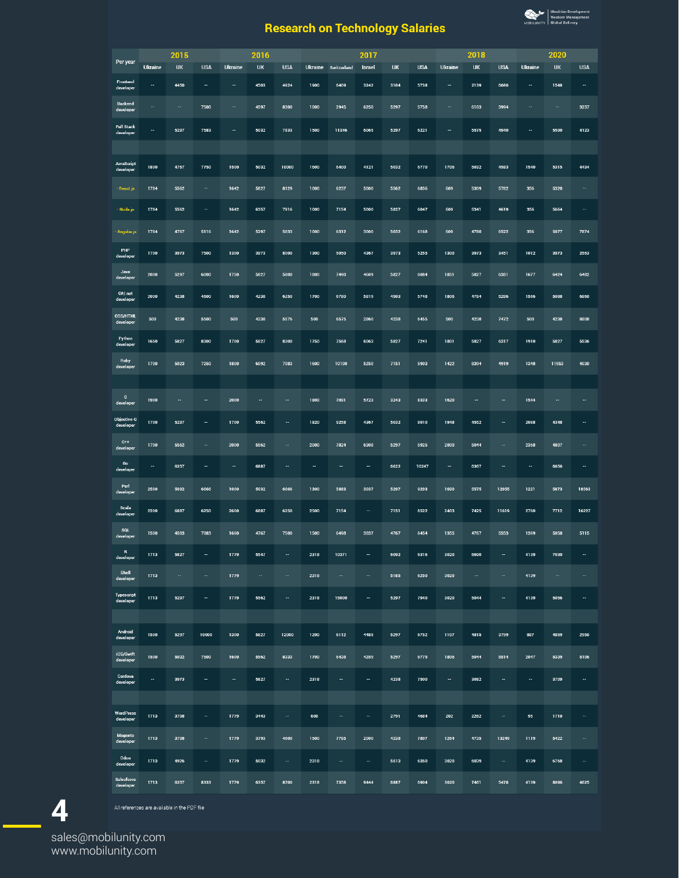# Research on Technology Salaries

| Per year | 2015 | | | 2016 | | | 2017 | | | | | 2018 | | | 2020 | | |
|---|---|---|---|---|---|---|---|---|---|---|---|---|---|---|---|---|---|
| | Ukraine | UK | USA | Ukraine | UK | USA | Ukraine | Switzerland | Israel | UK | USA | Ukraine | UK | USA | Ukraine | UK | USA |
| Frontend developer | -- | 4450 | -- | -- | 4503 | 4924 | 1900 | 6409 | 3242 | 3104 | 5738 | -- | 2130 | 6686 | -- | 1548 | -- |
| Backend developer | -- | -- | 7500 | -- | 4597 | 8300 | 1000 | 2945 | 6250 | 5297 | 5758 | -- | 6103 | 3994 | -- | -- | 3237 |
| Full Stack developer | -- | 5297 | 7583 | -- | 5032 | 7833 | 1500 | 11346 | 6065 | 5297 | 6221 | -- | 5575 | 4940 | -- | 5590 | 4123 |
| | | | | | | | | | | | | | | | | | |
| JavaScript developer | 1800 | 4767 | 7750 | 1500 | 5032 | 10000 | 1600 | 6400 | 4121 | 5032 | 6770 | 1706 | 5032 | 4583 | 1540 | 5315 | 4434 |
| - React.js | 1784 | 5562 | -- | 1642 | 5827 | 8129 | 1000 | 6257 | 5000 | 5562 | 6856 | 609 | 5309 | 5782 | 356 | 5320 | -- |
| - Node.js | 1784 | 5562 | -- | 1642 | 6357 | 7916 | 1000 | 7154 | 5000 | 5827 | 6047 | 609 | 5341 | 4619 | 356 | 5664 | -- |
| - Angular.js | 1784 | 4767 | 5116 | 1642 | 5297 | 5833 | 1000 | 6312 | 3000 | 5032 | 6168 | 609 | 4780 | 6522 | 356 | 5077 | 7874 |
| PHP developer | 1700 | 3973 | 7500 | 1300 | 3073 | 8000 | 1300 | 5050 | 4367 | 3973 | 5255 | 1300 | 3973 | 3451 | 1012 | 3973 | 2563 |
| Java developer | 2000 | 5297 | 6000 | 1750 | 5827 | 5800 | 1800 | 7490 | 4609 | 5827 | 6084 | 1851 | 5827 | 6381 | 1677 | 6424 | 6482 |
| C#/.net developer | 2000 | 4238 | 4500 | 1600 | 4238 | 6250 | 1700 | 6780 | 5819 | 4503 | 3748 | 1806 | 4784 | 5286 | 1586 | 5088 | 6860 |
| CSS/HTML developer | 500 | 4238 | 5500 | 500 | 4238 | 5575 | 500 | 6575 | 2860 | 4238 | 6455 | 500 | 4238 | 7472 | 500 | 4238 | 8808 |
| Python developer | 1650 | 5827 | 8300 | 1700 | 5827 | 8300 | 1750 | 7568 | 6063 | 5827 | 7241 | 1801 | 5827 | 6317 | 1910 | 5827 | 5536 |
| Ruby developer | 1700 | 5023 | 7250 | 1800 | 6092 | 7083 | 1600 | 10100 | 5250 | 7151 | 5903 | 1422 | 8394 | 4919 | 1348 | 11953 | 4030 |
| | | | | | | | | | | | | | | | | | |
| C developer | 1900 | -- | -- | 2000 | -- | -- | 1800 | 7001 | 5723 | 3243 | 8333 | 1620 | -- | -- | 1544 | -- | -- |
| Objective-C developer | 1700 | 5297 | -- | 1700 | 5562 | -- | 1820 | 9258 | 4367 | 5032 | 8010 | 1948 | 4552 | -- | 2088 | 4348 | -- |
| C++ developer | 1700 | 5562 | -- | 2000 | 5562 | -- | 2000 | 7824 | 6308 | 5297 | 5925 | 2000 | 5044 | -- | 2368 | 4807 | -- |
| Go developer | -- | 6357 | -- | -- | 6887 | -- | -- | -- | -- | 6622 | 10247 | -- | 6367 | -- | -- | 6656 | -- |
| Perl developer | 2500 | 5032 | 6666 | 1000 | 5032 | 6666 | 1300 | 5883 | 3037 | 5297 | 9293 | 1600 | 5575 | 12955 | 1221 | 5873 | 18563 |
| Scala developer | 2200 | 6887 | 6250 | 2600 | 6887 | 6250 | 2500 | 7154 | -- | 7151 | 8522 | 2403 | 7425 | 11616 | 2760 | 7712 | 16227 |
| SQL developer | 1500 | 4503 | 7083 | 1660 | 4767 | 7500 | 1500 | 6498 | 3037 | 4767 | 6454 | 1355 | 4767 | 5553 | 1369 | 5050 | 5115 |
| R developer | 1713 | 5827 | -- | 1779 | 5547 | -- | 2318 | 10371 | -- | 6092 | 6316 | 3020 | 6600 | -- | 4139 | 7030 | -- |
| Shell developer | 1713 | -- | -- | 1779 | -- | -- | 2318 | -- | -- | 5165 | 6250 | 3020 | -- | -- | 4139 | -- | -- |
| Typescript developer | 1713 | 5297 | -- | 1779 | 5562 | -- | 2318 | 15000 | -- | 5297 | 7940 | 3020 | 5044 | -- | 4139 | 5056 | -- |
| | | | | | | | | | | | | | | | | | |
| Android developer | 1500 | 5297 | 10000 | 1300 | 5827 | 12000 | 1200 | 6112 | 4485 | 5297 | 6752 | 1107 | 4815 | 3799 | 887 | 4859 | 2950 |
| iOS/Swift developer | 1500 | 5032 | 7500 | 1600 | 5562 | 8333 | 1700 | 6438 | 4259 | 5297 | 6779 | 1806 | 5044 | 5814 | 2047 | 5339 | 5106 |
| Cordova developer | -- | 3973 | -- | -- | 5827 | -- | 2318 | -- | -- | 4238 | 7500 | -- | 3082 | -- | -- | 3709 | -- |
| | | | | | | | | | | | | | | | | | |
| WordPress developer | 1713 | 3708 | -- | 1779 | 3443 | -- | 600 | -- | -- | 2791 | 4684 | 202 | 2262 | -- | 95 | 1710 | -- |
| Magento developer | 1713 | 3708 | -- | 1779 | 3793 | 4600 | 1500 | 7785 | 2000 | 4238 | 7807 | 1264 | 4735 | 13249 | 1119 | 5422 | -- |
| Odoo developer | 1713 | 4926 | -- | 1779 | 5032 | -- | 2318 | -- | -- | 5513 | 6350 | 3020 | 6039 | -- | 4139 | 6768 | -- |
| Salesforce developer | 1713 | 6357 | 8333 | 1779 | 6357 | 8700 | 2318 | 7358 | 9444 | 6887 | 6904 | 3020 | 7461 | 5478 | 4139 | 8096 | 4025 |

All references are available in the PDF file

sales@mobilunity.com
www.mobilunity.com